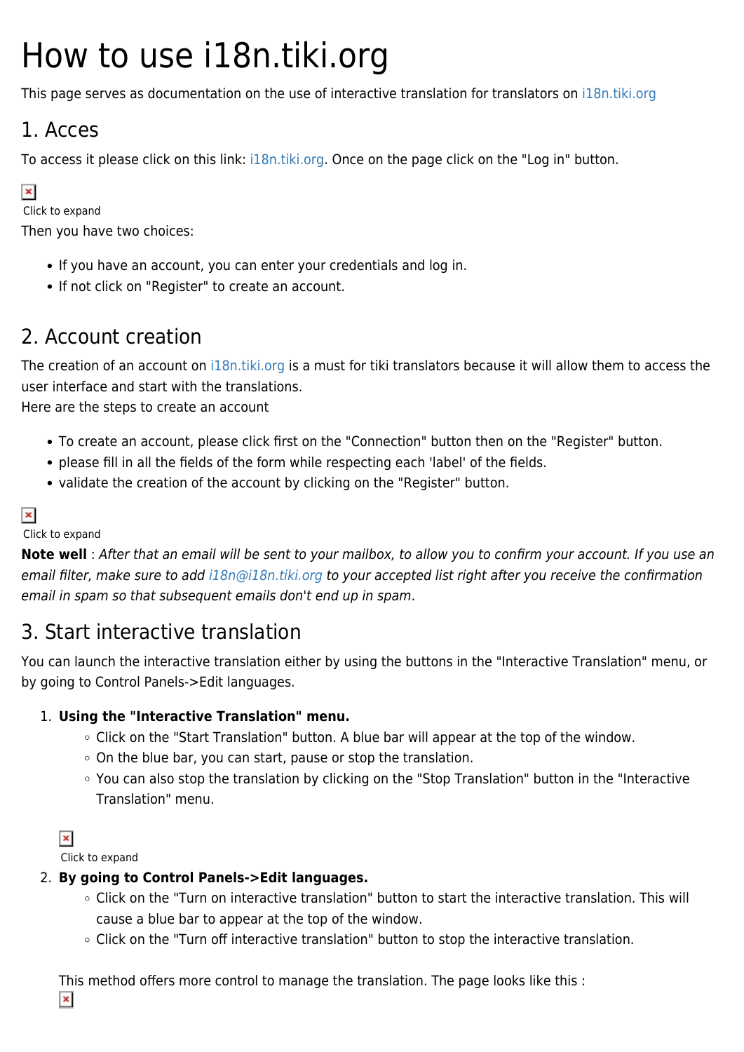# How to use i18n.tiki.org

This page serves as documentation on the use of interactive translation for translators on i18n.tiki.org

## 1. Acces

To access it please click on this link: i18n.tiki.org. Once on the page click on the "Log in" button.

Click to expand

Then you have two choices:

- If you have an account, you can enter your credentials and log in.
- If not click on "Register" to create an account.

## 2. Account creation

The creation of an account on i18n.tiki.org is a must for tiki translators because it will allow them to access the user interface and start with the translations.
Here are the steps to create an account

- To create an account, please click first on the "Connection" button then on the "Register" button.
- please fill in all the fields of the form while respecting each 'label' of the fields.
- validate the creation of the account by clicking on the "Register" button.

Click to expand

**Note well** : *After that an email will be sent to your mailbox, to allow you to confirm your account. If you use an email filter, make sure to add i18n@i18n.tiki.org to your accepted list right after you receive the confirmation email in spam so that subsequent emails don't end up in spam*.

## 3. Start interactive translation

You can launch the interactive translation either by using the buttons in the "Interactive Translation" menu, or by going to Control Panels->Edit languages.

1. **Using the "Interactive Translation" menu.**
   - Click on the "Start Translation" button. A blue bar will appear at the top of the window.
   - On the blue bar, you can start, pause or stop the translation.
   - You can also stop the translation by clicking on the "Stop Translation" button in the "Interactive Translation" menu.

   Click to expand
2. **By going to Control Panels->Edit languages.**
   - Click on the "Turn on interactive translation" button to start the interactive translation. This will cause a blue bar to appear at the top of the window.
   - Click on the "Turn off interactive translation" button to stop the interactive translation.

   This method offers more control to manage the translation. The page looks like this :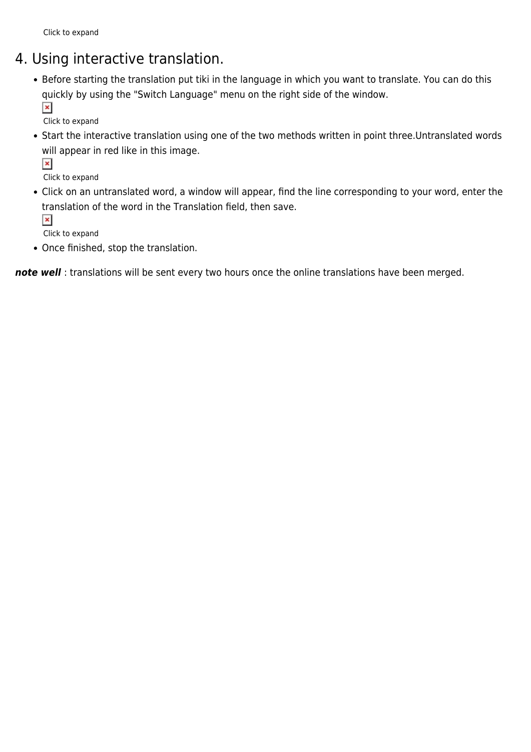Click to expand

## 4. Using interactive translation.

- Before starting the translation put tiki in the language in which you want to translate. You can do this quickly by using the "Switch Language" menu on the right side of the window.
  Click to expand
- Start the interactive translation using one of the two methods written in point three.Untranslated words will appear in red like in this image.
  Click to expand
- Click on an untranslated word, a window will appear, find the line corresponding to your word, enter the translation of the word in the Translation field, then save.
  Click to expand
- Once finished, stop the translation.

***note well*** : translations will be sent every two hours once the online translations have been merged.